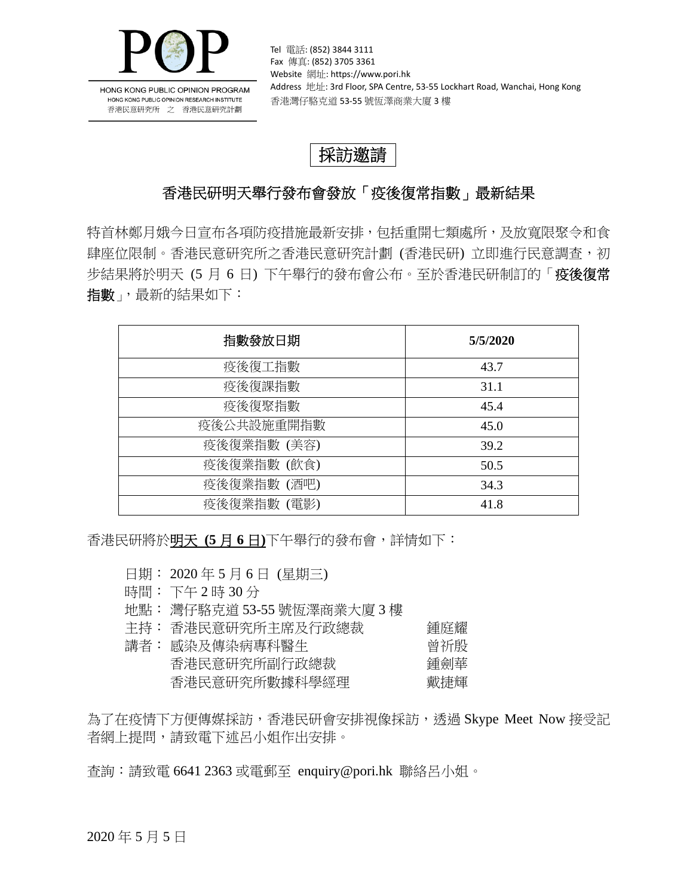HONG KONG PUBLIC OPINION PROGRAM
HONG KONG PUBLIC OPINION RESEARCH INSTITUTE
香港民意研究所 之 香港民意研究計劃

Tel 電話: (852) 3844 3111
Fax 傳真: (852) 3705 3361
Website 網址: https://www.pori.hk
Address 地址: 3rd Floor, SPA Centre, 53-55 Lockhart Road, Wanchai, Hong Kong
香港灣仔駱克道 53-55 號恆澤商業大廈 3 樓

# 採訪邀請

## 香港民研明天舉行發布會發放「疫後復常指數」最新結果

特首林鄭月娥今日宣布各項防疫措施最新安排，包括重開七類處所，及放寬限聚令和食肆座位限制。香港民意研究所之香港民意研究計劃 (香港民研) 立即進行民意調查，初步結果將於明天 (5 月 6 日) 下午舉行的發布會公布。至於香港民研制訂的「**疫後復常指數**」，最新的結果如下：

| 指數發放日期 | 5/5/2020 |
|---|---|
| 疫後復工指數 | 43.7 |
| 疫後復課指數 | 31.1 |
| 疫後復聚指數 | 45.4 |
| 疫後公共設施重開指數 | 45.0 |
| 疫後復業指數 (美容) | 39.2 |
| 疫後復業指數 (飲食) | 50.5 |
| 疫後復業指數 (酒吧) | 34.3 |
| 疫後復業指數 (電影) | 41.8 |

香港民研將於**明天 (5 月 6 日)**下午舉行的發布會，詳情如下：

日期： 2020 年 5 月 6 日 (星期三)
時間： 下午 2 時 30 分
地點： 灣仔駱克道 53-55 號恆澤商業大廈 3 樓
主持： 香港民意研究所主席及行政總裁 鍾庭耀
講者： 感染及傳染病專科醫生 曾祈殷
香港民意研究所副行政總裁 鍾劍華
香港民意研究所數據科學經理 戴捷輝

為了在疫情下方便傳媒採訪，香港民研會安排視像採訪，透過 Skype Meet Now 接受記者網上提問，請致電下述呂小姐作出安排。

查詢：請致電 6641 2363 或電郵至 enquiry@pori.hk 聯絡呂小姐。

2020 年 5 月 5 日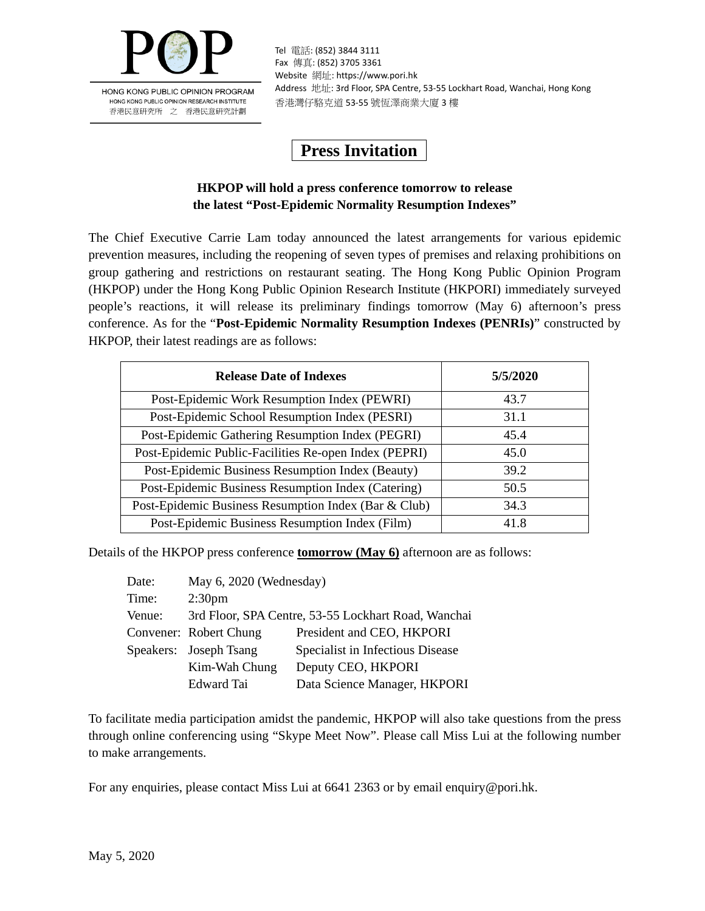POP

HONG KONG PUBLIC OPINION PROGRAM
HONG KONG PUBLIC OPINION RESEARCH INSTITUTE
香港民意研究所 之 香港民意研究計劃

Tel 電話: (852) 3844 3111
Fax 傳真: (852) 3705 3361
Website 網址: https://www.pori.hk
Address 地址: 3rd Floor, SPA Centre, 53-55 Lockhart Road, Wanchai, Hong Kong
香港灣仔駱克道 53-55 號恆澤商業大廈 3 樓

# Press Invitation

## HKPOP will hold a press conference tomorrow to release the latest "Post-Epidemic Normality Resumption Indexes"

The Chief Executive Carrie Lam today announced the latest arrangements for various epidemic prevention measures, including the reopening of seven types of premises and relaxing prohibitions on group gathering and restrictions on restaurant seating. The Hong Kong Public Opinion Program (HKPOP) under the Hong Kong Public Opinion Research Institute (HKPORI) immediately surveyed people's reactions, it will release its preliminary findings tomorrow (May 6) afternoon's press conference. As for the "**Post-Epidemic Normality Resumption Indexes (PENRIs)**" constructed by HKPOP, their latest readings are as follows:

| Release Date of Indexes | 5/5/2020 |
|---|---|
| Post-Epidemic Work Resumption Index (PEWRI) | 43.7 |
| Post-Epidemic School Resumption Index (PESRI) | 31.1 |
| Post-Epidemic Gathering Resumption Index (PEGRI) | 45.4 |
| Post-Epidemic Public-Facilities Re-open Index (PEPRI) | 45.0 |
| Post-Epidemic Business Resumption Index (Beauty) | 39.2 |
| Post-Epidemic Business Resumption Index (Catering) | 50.5 |
| Post-Epidemic Business Resumption Index (Bar & Club) | 34.3 |
| Post-Epidemic Business Resumption Index (Film) | 41.8 |

Details of the HKPOP press conference **tomorrow (May 6)** afternoon are as follows:

| | | |
|---|---|---|
| Date: | May 6, 2020 (Wednesday) | |
| Time: | 2:30pm | |
| Venue: | 3rd Floor, SPA Centre, 53-55 Lockhart Road, Wanchai | |
| Convener: | Robert Chung | President and CEO, HKPORI |
| Speakers: | Joseph Tsang | Specialist in Infectious Disease |
| | Kim-Wah Chung | Deputy CEO, HKPORI |
| | Edward Tai | Data Science Manager, HKPORI |

To facilitate media participation amidst the pandemic, HKPOP will also take questions from the press through online conferencing using "Skype Meet Now". Please call Miss Lui at the following number to make arrangements.

For any enquiries, please contact Miss Lui at 6641 2363 or by email enquiry@pori.hk.

May 5, 2020